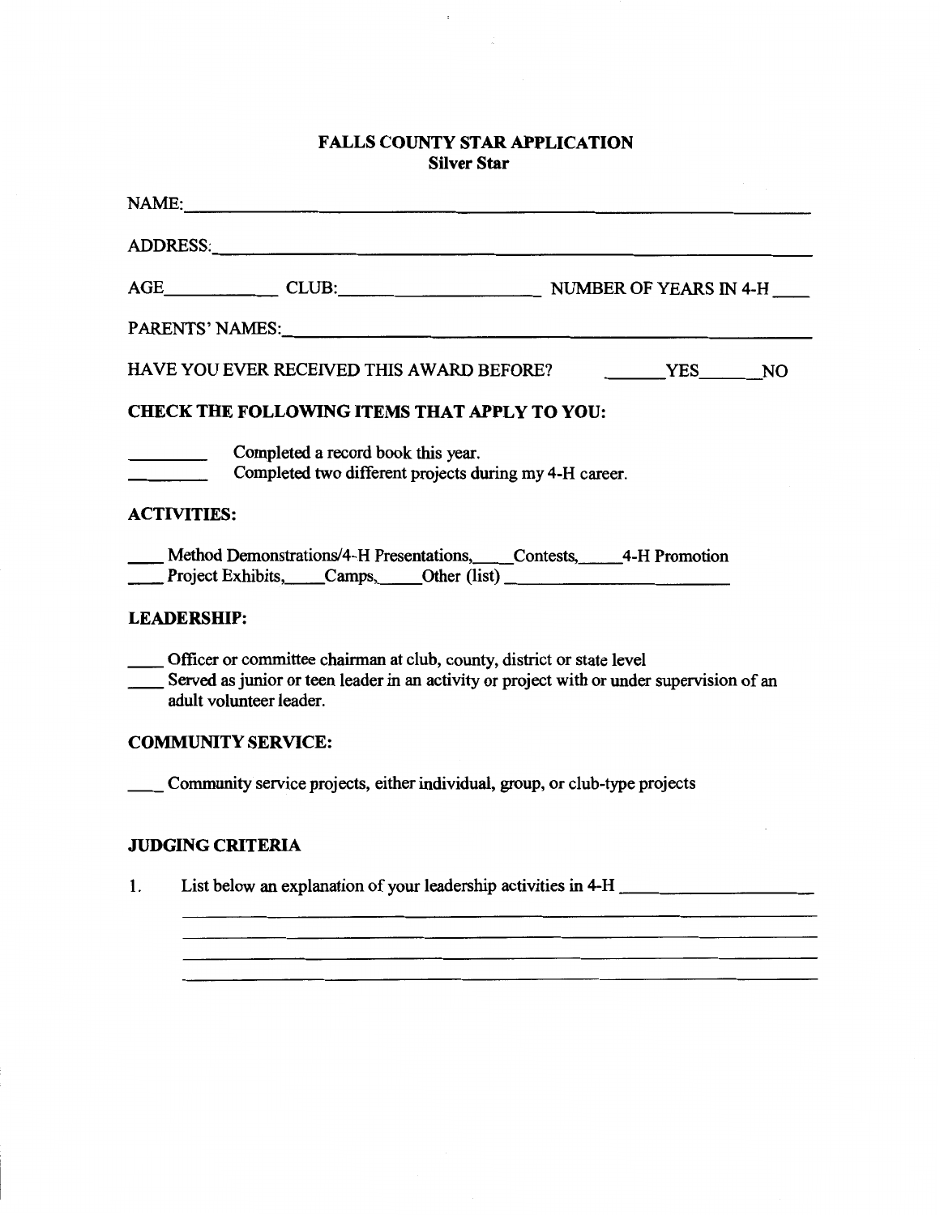# FALLS COUNTY STAR APPLICATION
## Silver Star

NAME: ______________________________________________________________

ADDRESS: ____________________________________________________________

AGE ____________ CLUB: ______________________ NUMBER OF YEARS IN 4-H ____

PARENTS' NAMES: ______________________________________________________

HAVE YOU EVER RECEIVED THIS AWARD BEFORE? _______YES_______NO

### CHECK THE FOLLOWING ITEMS THAT APPLY TO YOU:

________ Completed a record book this year.
________ Completed two different projects during my 4-H career.

### ACTIVITIES:

____ Method Demonstrations/4-H Presentations, ____Contests, _____4-H Promotion
____ Project Exhibits, ____Camps, _____Other (list) ________________________

### LEADERSHIP:

____ Officer or committee chairman at club, county, district or state level
____ Served as junior or teen leader in an activity or project with or under supervision of an adult volunteer leader.

### COMMUNITY SERVICE:

____ Community service projects, either individual, group, or club-type projects

### JUDGING CRITERIA

1. List below an explanation of your leadership activities in 4-H ____________________

______________________________________________________________________
______________________________________________________________________
______________________________________________________________________
______________________________________________________________________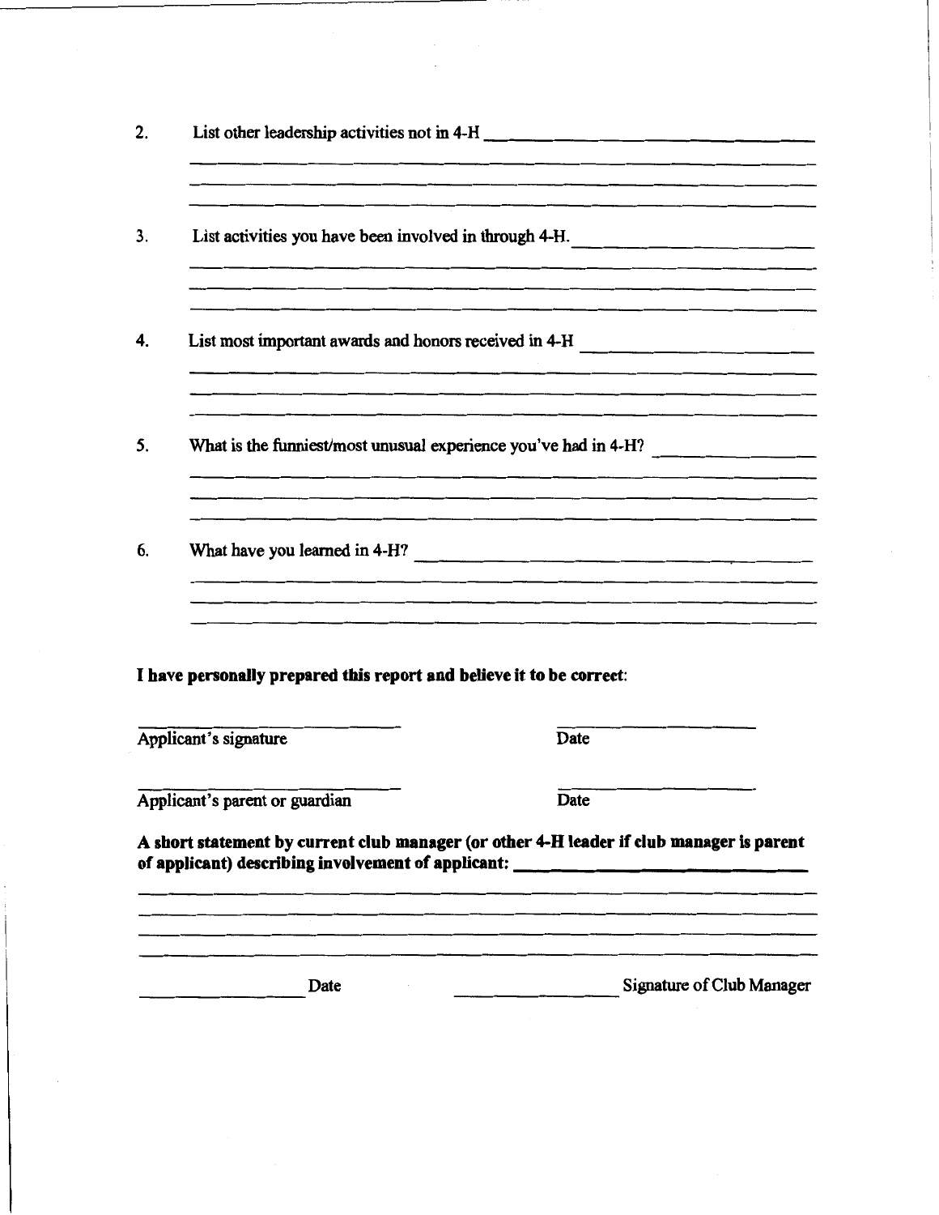2. List other leadership activities not in 4-H ______________________________

______________________________________________________________________

______________________________________________________________________

______________________________________________________________________

3. List activities you have been involved in through 4-H. ______________________

______________________________________________________________________

______________________________________________________________________

______________________________________________________________________

4. List most important awards and honors received in 4-H ____________________

______________________________________________________________________

______________________________________________________________________

______________________________________________________________________

5. What is the funniest/most unusual experience you've had in 4-H? ______________

______________________________________________________________________

______________________________________________________________________

______________________________________________________________________

6. What have you learned in 4-H? ______________________________________

______________________________________________________________________

______________________________________________________________________

______________________________________________________________________

**I have personally prepared this report and believe it to be correct:**

____________________________ ____________________

Applicant's signature Date

____________________________ ____________________

Applicant's parent or guardian Date

**A short statement by current club manager (or other 4-H leader if club manager is parent of applicant) describing involvement of applicant:** ______________________________

______________________________________________________________________

______________________________________________________________________

______________________________________________________________________

______________________________________________________________________

________________ Date ________________ Signature of Club Manager